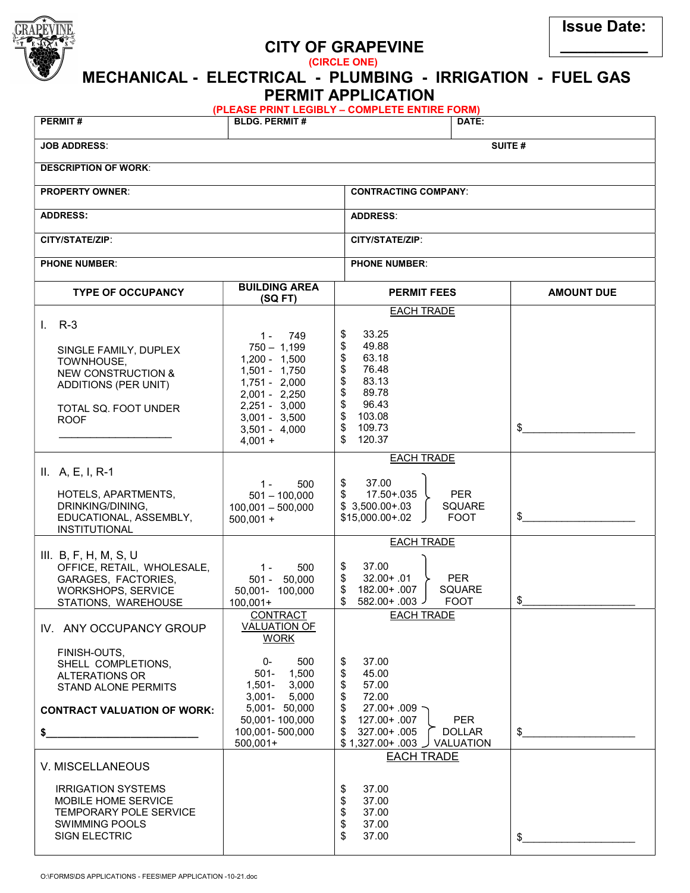**Issue Date:** __________

# CITY OF GRAPEVINE

(CIRCLE ONE)

## MECHANICAL - ELECTRICAL - PLUMBING - IRRIGATION - FUEL GAS PERMIT APPLICATION

(PLEASE PRINT LEGIBLY – COMPLETE ENTIRE FORM)

| PERMIT # | BLDG. PERMIT # | DATE: |
|---|---|---|
| **JOB ADDRESS:** | | **SUITE #** |
| **DESCRIPTION OF WORK:** | | |

| PROPERTY OWNER: | CONTRACTING COMPANY: |
|---|---|
| **ADDRESS:** | **ADDRESS:** |
| **CITY/STATE/ZIP:** | **CITY/STATE/ZIP:** |
| **PHONE NUMBER:** | **PHONE NUMBER:** |

| TYPE OF OCCUPANCY | BUILDING AREA (SQ FT) | PERMIT FEES | AMOUNT DUE |
|---|---|---|---|
| I. R-3<br><br>SINGLE FAMILY, DUPLEX TOWNHOUSE, NEW CONSTRUCTION & ADDITIONS (PER UNIT)<br><br>TOTAL SQ. FOOT UNDER ROOF<br>____________________ | 1 - 749<br>750 – 1,199<br>1,200 - 1,500<br>1,501 - 1,750<br>1,751 - 2,000<br>2,001 - 2,250<br>2,251 - 3,000<br>3,001 - 3,500<br>3,501 - 4,000<br>4,001 + | EACH TRADE<br>$ 33.25<br>$ 49.88<br>$ 63.18<br>$ 76.48<br>$ 83.13<br>$ 89.78<br>$ 96.43<br>$ 103.08<br>$ 109.73<br>$ 120.37 | $____________________ |
| II. A, E, I, R-1<br><br>HOTELS, APARTMENTS, DRINKING/DINING, EDUCATIONAL, ASSEMBLY, INSTITUTIONAL | 1 - 500<br>501 – 100,000<br>100,001 – 500,000<br>500,001 + | EACH TRADE<br>$ 37.00<br>$ 17.50+.035<br>$ 3,500.00+.03<br>$15,000.00+.02<br>PER SQUARE FOOT | $____________________ |
| III. B, F, H, M, S, U<br>OFFICE, RETAIL, WHOLESALE, GARAGES, FACTORIES, WORKSHOPS, SERVICE STATIONS, WAREHOUSE | 1 - 500<br>501 - 50,000<br>50,001- 100,000<br>100,001+ | EACH TRADE<br>$ 37.00<br>$ 32.00+ .01<br>$ 182.00+ .007<br>$ 582.00+ .003<br>PER SQUARE FOOT | $____________________ |
| IV. ANY OCCUPANCY GROUP<br><br>FINISH-OUTS, SHELL COMPLETIONS, ALTERATIONS OR STAND ALONE PERMITS<br><br>**CONTRACT VALUATION OF WORK:**<br>**$**__________________________ | CONTRACT VALUATION OF WORK<br><br>0- 500<br>501- 1,500<br>1,501- 3,000<br>3,001- 5,000<br>5,001- 50,000<br>50,001- 100,000<br>100,001- 500,000<br>500,001+ | EACH TRADE<br><br>$ 37.00<br>$ 45.00<br>$ 57.00<br>$ 72.00<br>$ 27.00+ .009<br>$ 127.00+ .007<br>$ 327.00+ .005<br>$ 1,327.00+ .003<br>PER DOLLAR VALUATION | $____________________ |
| V. MISCELLANEOUS<br><br>IRRIGATION SYSTEMS<br>MOBILE HOME SERVICE<br>TEMPORARY POLE SERVICE<br>SWIMMING POOLS<br>SIGN ELECTRIC | | EACH TRADE<br><br>$ 37.00<br>$ 37.00<br>$ 37.00<br>$ 37.00<br>$ 37.00 | $____________________ |

O:\FORMS\DS APPLICATIONS - FEES\MEP APPLICATION -10-21.doc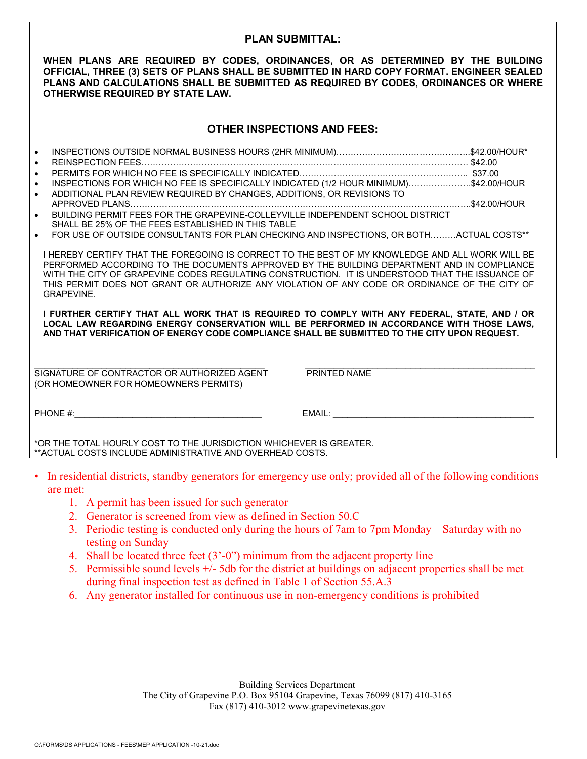## PLAN SUBMITTAL:

**WHEN PLANS ARE REQUIRED BY CODES, ORDINANCES, OR AS DETERMINED BY THE BUILDING OFFICIAL, THREE (3) SETS OF PLANS SHALL BE SUBMITTED IN HARD COPY FORMAT. ENGINEER SEALED PLANS AND CALCULATIONS SHALL BE SUBMITTED AS REQUIRED BY CODES, ORDINANCES OR WHERE OTHERWISE REQUIRED BY STATE LAW.**

## OTHER INSPECTIONS AND FEES:

- INSPECTIONS OUTSIDE NORMAL BUSINESS HOURS (2HR MINIMUM)……………………………………..$42.00/HOUR*
- REINSPECTION FEES……………………………………………………………………………………………… $42.00
- PERMITS FOR WHICH NO FEE IS SPECIFICALLY INDICATED………………………………………………….. $37.00
- INSPECTIONS FOR WHICH NO FEE IS SPECIFICALLY INDICATED (1/2 HOUR MINIMUM)………………….$42.00/HOUR
- ADDITIONAL PLAN REVIEW REQUIRED BY CHANGES, ADDITIONS, OR REVISIONS TO APPROVED PLANS……………………………………………………………………………………………………..$42.00/HOUR
- BUILDING PERMIT FEES FOR THE GRAPEVINE-COLLEYVILLE INDEPENDENT SCHOOL DISTRICT SHALL BE 25% OF THE FEES ESTABLISHED IN THIS TABLE
- FOR USE OF OUTSIDE CONSULTANTS FOR PLAN CHECKING AND INSPECTIONS, OR BOTH………ACTUAL COSTS**

I HEREBY CERTIFY THAT THE FOREGOING IS CORRECT TO THE BEST OF MY KNOWLEDGE AND ALL WORK WILL BE PERFORMED ACCORDING TO THE DOCUMENTS APPROVED BY THE BUILDING DEPARTMENT AND IN COMPLIANCE WITH THE CITY OF GRAPEVINE CODES REGULATING CONSTRUCTION. IT IS UNDERSTOOD THAT THE ISSUANCE OF THIS PERMIT DOES NOT GRANT OR AUTHORIZE ANY VIOLATION OF ANY CODE OR ORDINANCE OF THE CITY OF GRAPEVINE.

**I FURTHER CERTIFY THAT ALL WORK THAT IS REQUIRED TO COMPLY WITH ANY FEDERAL, STATE, AND / OR LOCAL LAW REGARDING ENERGY CONSERVATION WILL BE PERFORMED IN ACCORDANCE WITH THOSE LAWS, AND THAT VERIFICATION OF ENERGY CODE COMPLIANCE SHALL BE SUBMITTED TO THE CITY UPON REQUEST.**

_____________________________________________ &nbsp;&nbsp;&nbsp; _____________________________________________
SIGNATURE OF CONTRACTOR OR AUTHORIZED AGENT (OR HOMEOWNER FOR HOMEOWNERS PERMITS) &nbsp;&nbsp;&nbsp; PRINTED NAME

PHONE #:______________________________________ &nbsp;&nbsp;&nbsp; EMAIL: __________________________________________

*OR THE TOTAL HOURLY COST TO THE JURISDICTION WHICHEVER IS GREATER.
**ACTUAL COSTS INCLUDE ADMINISTRATIVE AND OVERHEAD COSTS.

- In residential districts, standby generators for emergency use only; provided all of the following conditions are met:
  1. A permit has been issued for such generator
  2. Generator is screened from view as defined in Section 50.C
  3. Periodic testing is conducted only during the hours of 7am to 7pm Monday – Saturday with no testing on Sunday
  4. Shall be located three feet (3'-0") minimum from the adjacent property line
  5. Permissible sound levels +/- 5db for the district at buildings on adjacent properties shall be met during final inspection test as defined in Table 1 of Section 55.A.3
  6. Any generator installed for continuous use in non-emergency conditions is prohibited

Building Services Department
The City of Grapevine P.O. Box 95104 Grapevine, Texas 76099 (817) 410-3165
Fax (817) 410-3012 www.grapevinetexas.gov

O:\FORMS\DS APPLICATIONS - FEES\MEP APPLICATION -10-21.doc